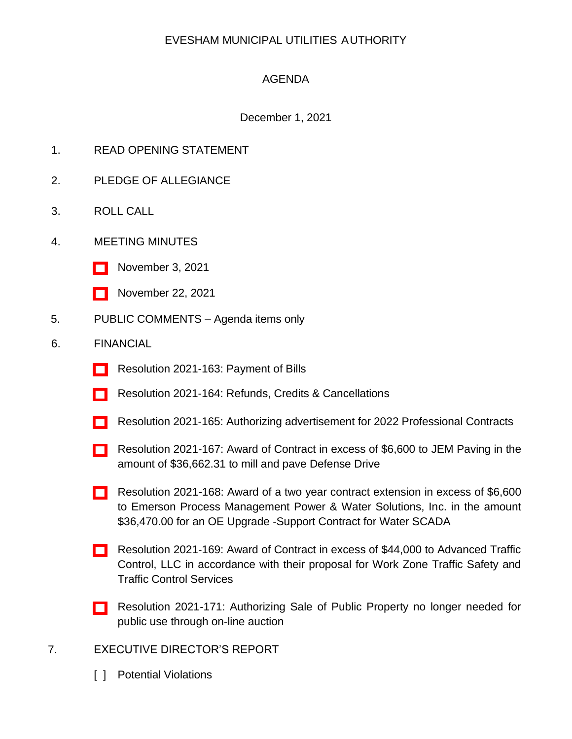EVESHAM MUNICIPAL UTILITIES AUTHORITY

AGENDA

December 1, 2021

1. READ OPENING STATEMENT

2. PLEDGE OF ALLEGIANCE

3. ROLL CALL

4. MEETING MINUTES

   - [ ] November 3, 2021
   - [ ] November 22, 2021

5. PUBLIC COMMENTS – Agenda items only

6. FINANCIAL

   - [ ] Resolution 2021-163: Payment of Bills
   - [ ] Resolution 2021-164: Refunds, Credits & Cancellations
   - [ ] Resolution 2021-165: Authorizing advertisement for 2022 Professional Contracts
   - [ ] Resolution 2021-167: Award of Contract in excess of $6,600 to JEM Paving in the amount of $36,662.31 to mill and pave Defense Drive
   - [ ] Resolution 2021-168: Award of a two year contract extension in excess of $6,600 to Emerson Process Management Power & Water Solutions, Inc. in the amount $36,470.00 for an OE Upgrade -Support Contract for Water SCADA
   - [ ] Resolution 2021-169: Award of Contract in excess of $44,000 to Advanced Traffic Control, LLC in accordance with their proposal for Work Zone Traffic Safety and Traffic Control Services
   - [ ] Resolution 2021-171: Authorizing Sale of Public Property no longer needed for public use through on-line auction

7. EXECUTIVE DIRECTOR'S REPORT

   - [ ] Potential Violations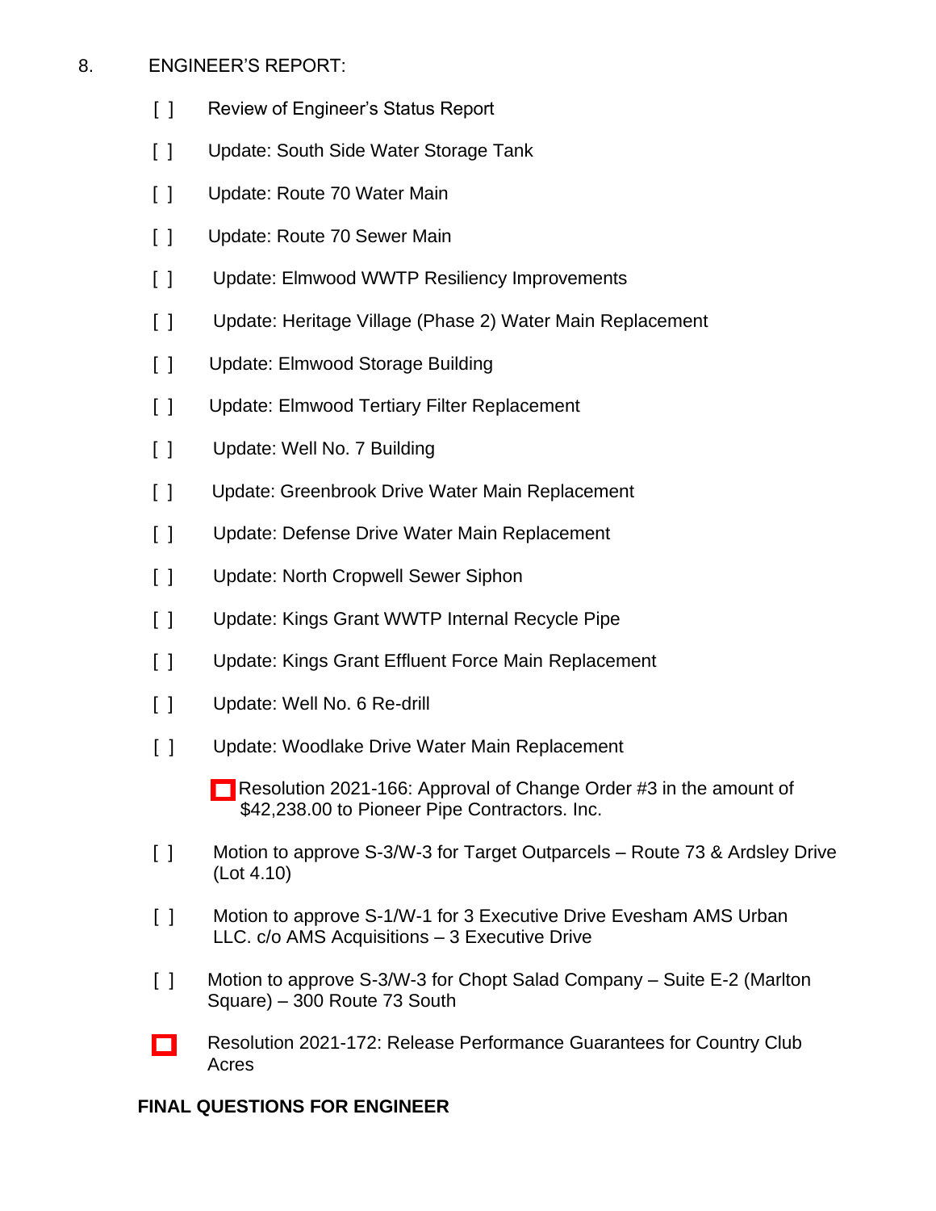8. ENGINEER'S REPORT:

- [ ] Review of Engineer's Status Report
- [ ] Update: South Side Water Storage Tank
- [ ] Update: Route 70 Water Main
- [ ] Update: Route 70 Sewer Main
- [ ] Update: Elmwood WWTP Resiliency Improvements
- [ ] Update: Heritage Village (Phase 2) Water Main Replacement
- [ ] Update: Elmwood Storage Building
- [ ] Update: Elmwood Tertiary Filter Replacement
- [ ] Update: Well No. 7 Building
- [ ] Update: Greenbrook Drive Water Main Replacement
- [ ] Update: Defense Drive Water Main Replacement
- [ ] Update: North Cropwell Sewer Siphon
- [ ] Update: Kings Grant WWTP Internal Recycle Pipe
- [ ] Update: Kings Grant Effluent Force Main Replacement
- [ ] Update: Well No. 6 Re-drill
- [ ] Update: Woodlake Drive Water Main Replacement
  - [ ] Resolution 2021-166: Approval of Change Order #3 in the amount of $42,238.00 to Pioneer Pipe Contractors. Inc.
- [ ] Motion to approve S-3/W-3 for Target Outparcels – Route 73 & Ardsley Drive (Lot 4.10)
- [ ] Motion to approve S-1/W-1 for 3 Executive Drive Evesham AMS Urban LLC. c/o AMS Acquisitions – 3 Executive Drive
- [ ] Motion to approve S-3/W-3 for Chopt Salad Company – Suite E-2 (Marlton Square) – 300 Route 73 South
- [ ] Resolution 2021-172: Release Performance Guarantees for Country Club Acres

**FINAL QUESTIONS FOR ENGINEER**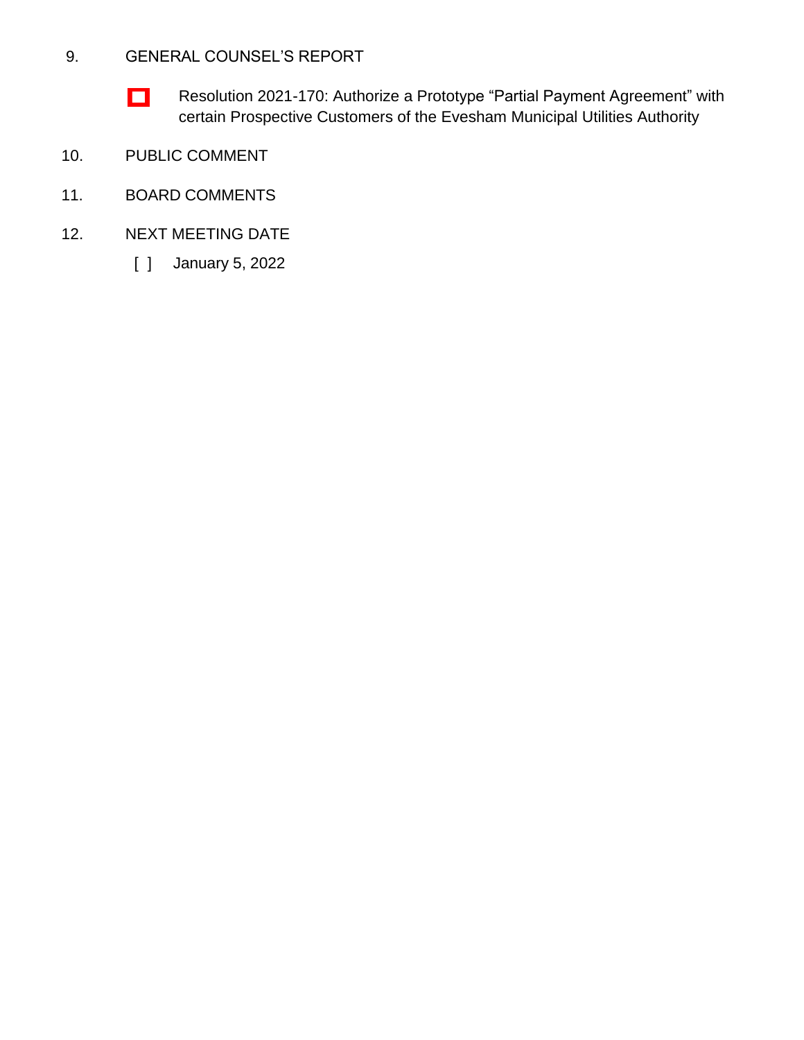9. GENERAL COUNSEL'S REPORT

   - Resolution 2021-170: Authorize a Prototype "Partial Payment Agreement" with certain Prospective Customers of the Evesham Municipal Utilities Authority

10. PUBLIC COMMENT

11. BOARD COMMENTS

12. NEXT MEETING DATE

   [ ] January 5, 2022